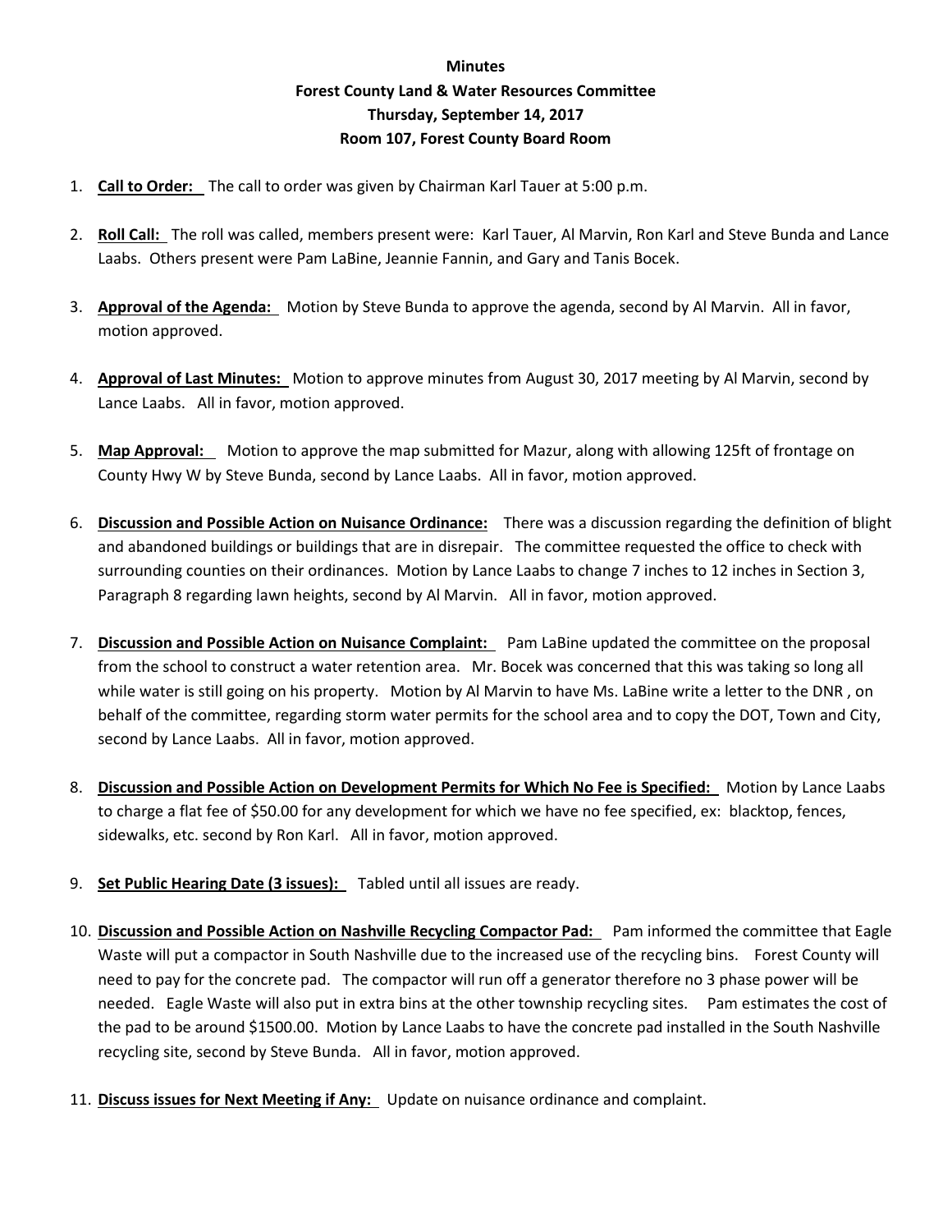**Minutes**
**Forest County Land & Water Resources Committee**
**Thursday, September 14, 2017**
**Room 107, Forest County Board Room**

1. **Call to Order:** The call to order was given by Chairman Karl Tauer at 5:00 p.m.

2. **Roll Call:** The roll was called, members present were: Karl Tauer, Al Marvin, Ron Karl and Steve Bunda and Lance Laabs. Others present were Pam LaBine, Jeannie Fannin, and Gary and Tanis Bocek.

3. **Approval of the Agenda:** Motion by Steve Bunda to approve the agenda, second by Al Marvin. All in favor, motion approved.

4. **Approval of Last Minutes:** Motion to approve minutes from August 30, 2017 meeting by Al Marvin, second by Lance Laabs. All in favor, motion approved.

5. **Map Approval:** Motion to approve the map submitted for Mazur, along with allowing 125ft of frontage on County Hwy W by Steve Bunda, second by Lance Laabs. All in favor, motion approved.

6. **Discussion and Possible Action on Nuisance Ordinance:** There was a discussion regarding the definition of blight and abandoned buildings or buildings that are in disrepair. The committee requested the office to check with surrounding counties on their ordinances. Motion by Lance Laabs to change 7 inches to 12 inches in Section 3, Paragraph 8 regarding lawn heights, second by Al Marvin. All in favor, motion approved.

7. **Discussion and Possible Action on Nuisance Complaint:** Pam LaBine updated the committee on the proposal from the school to construct a water retention area. Mr. Bocek was concerned that this was taking so long all while water is still going on his property. Motion by Al Marvin to have Ms. LaBine write a letter to the DNR , on behalf of the committee, regarding storm water permits for the school area and to copy the DOT, Town and City, second by Lance Laabs. All in favor, motion approved.

8. **Discussion and Possible Action on Development Permits for Which No Fee is Specified:** Motion by Lance Laabs to charge a flat fee of $50.00 for any development for which we have no fee specified, ex: blacktop, fences, sidewalks, etc. second by Ron Karl. All in favor, motion approved.

9. **Set Public Hearing Date (3 issues):** Tabled until all issues are ready.

10. **Discussion and Possible Action on Nashville Recycling Compactor Pad:** Pam informed the committee that Eagle Waste will put a compactor in South Nashville due to the increased use of the recycling bins. Forest County will need to pay for the concrete pad. The compactor will run off a generator therefore no 3 phase power will be needed. Eagle Waste will also put in extra bins at the other township recycling sites. Pam estimates the cost of the pad to be around $1500.00. Motion by Lance Laabs to have the concrete pad installed in the South Nashville recycling site, second by Steve Bunda. All in favor, motion approved.

11. **Discuss issues for Next Meeting if Any:** Update on nuisance ordinance and complaint.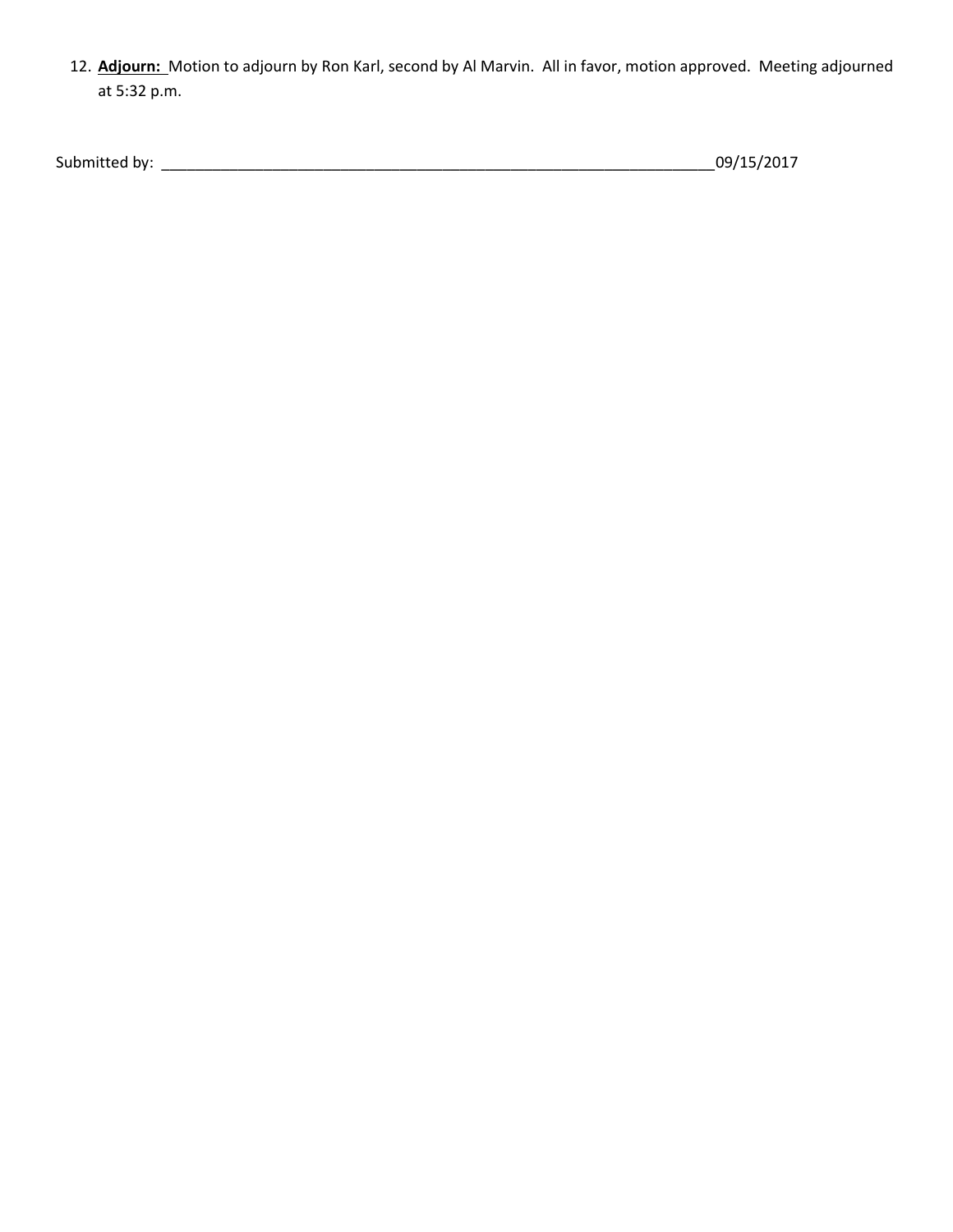12. **Adjourn:** Motion to adjourn by Ron Karl, second by Al Marvin. All in favor, motion approved. Meeting adjourned at 5:32 p.m.

Submitted by: ___________________________________________________________________09/15/2017